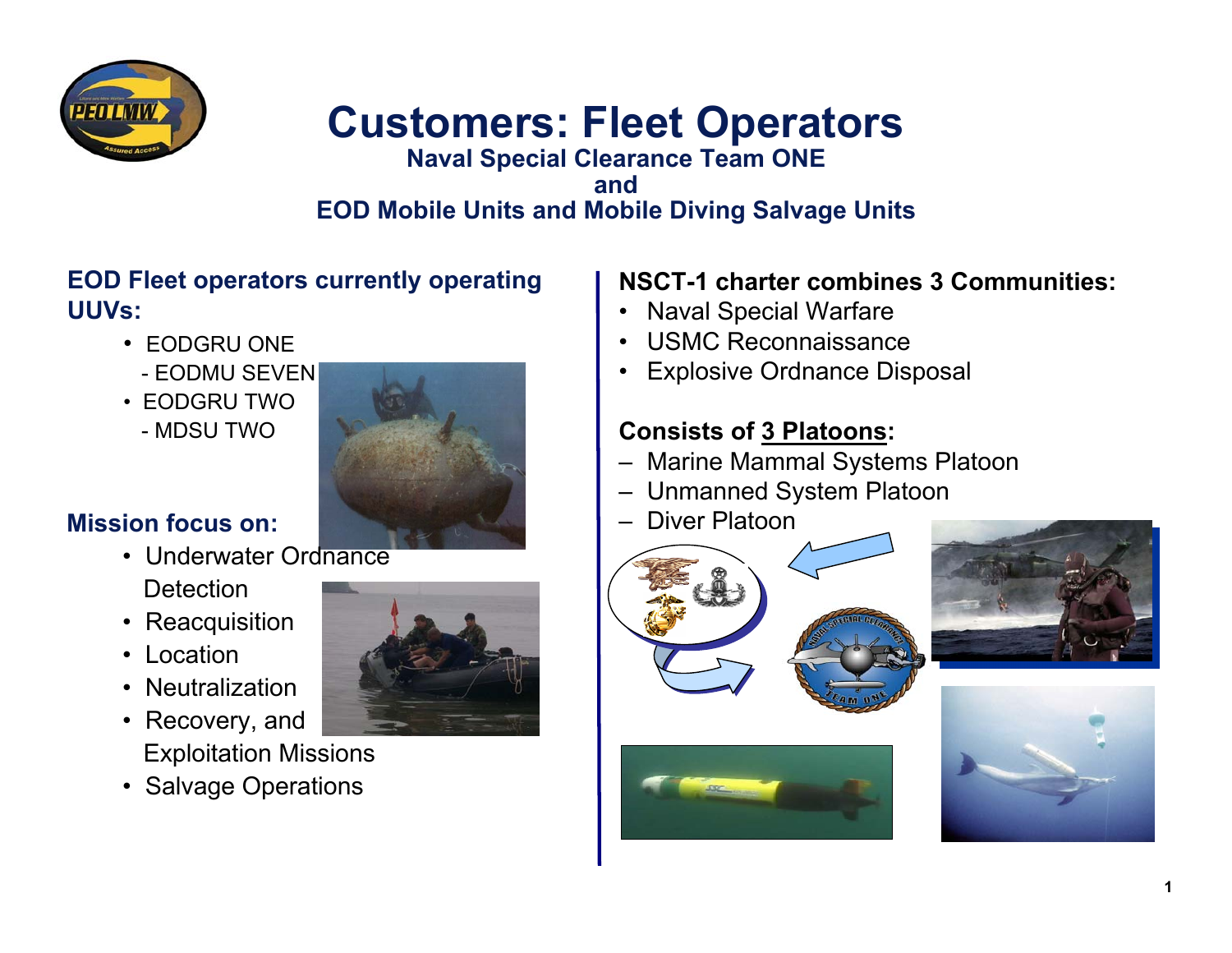# Customers: Fleet Operators

### Naval Special Clearance Team ONE
### and
### EOD Mobile Units and Mobile Diving Salvage Units

**EOD Fleet operators currently operating UUVs:**

- EODGRU ONE
  - EODMU SEVEN
- EODGRU TWO
  - MDSU TWO

**Mission focus on:**

- Underwater Ordnance Detection
- Reacquisition
- Location
- Neutralization
- Recovery, and Exploitation Missions
- Salvage Operations

**NSCT-1 charter combines 3 Communities:**

- Naval Special Warfare
- USMC Reconnaissance
- Explosive Ordnance Disposal

**Consists of <u>3 Platoons</u>:**

- Marine Mammal Systems Platoon
- Unmanned System Platoon
- Diver Platoon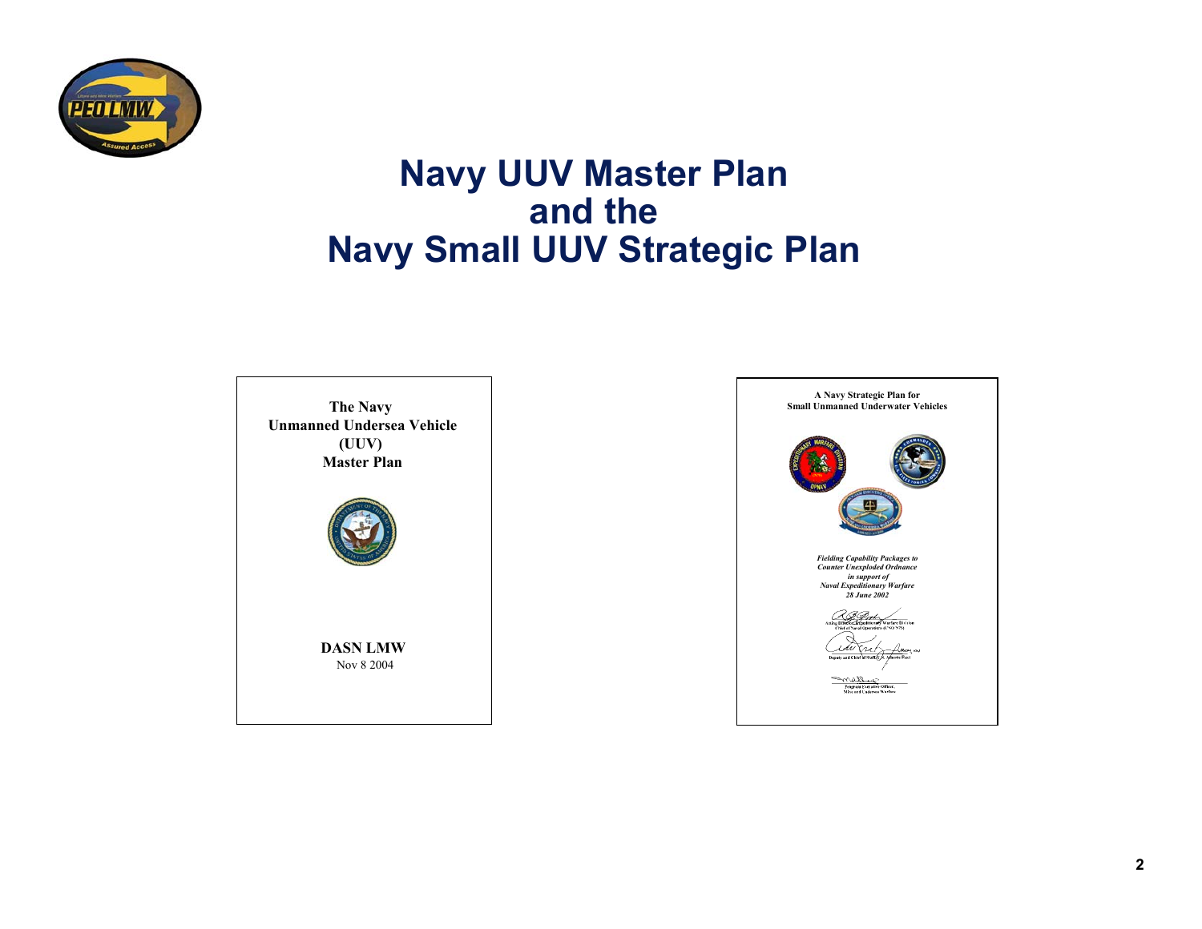# Navy UUV Master Plan and the Navy Small UUV Strategic Plan

**The Navy Unmanned Undersea Vehicle (UUV) Master Plan**

**DASN LMW**

Nov 8 2004

**A Navy Strategic Plan for Small Unmanned Underwater Vehicles**

***Fielding Capability Packages to Counter Unexploded Ordnance in support of Naval Expeditionary Warfare***

***28 June 2002***

Acting Director, Expeditionary Warfare Division
Chief of Naval Operations (CNO N75)

Deputy and Chief of Staff, U.S. Atlantic Fleet

Program Executive Officer,
Mine and Undersea Warfare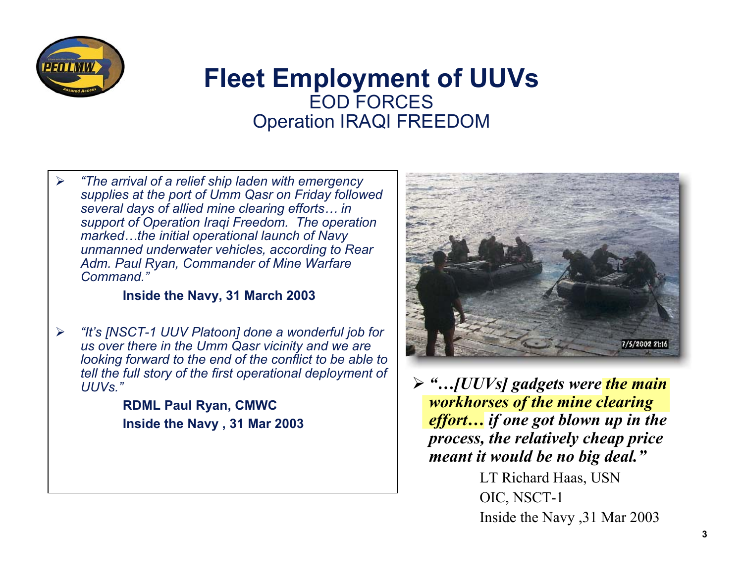# Fleet Employment of UUVs

## EOD FORCES
## Operation IRAQI FREEDOM

- *"The arrival of a relief ship laden with emergency supplies at the port of Umm Qasr on Friday followed several days of allied mine clearing efforts… in support of Operation Iraqi Freedom. The operation marked…the initial operational launch of Navy unmanned underwater vehicles, according to Rear Adm. Paul Ryan, Commander of Mine Warfare Command."*

  **Inside the Navy, 31 March 2003**

- *"It's [NSCT-1 UUV Platoon] done a wonderful job for us over there in the Umm Qasr vicinity and we are looking forward to the end of the conflict to be able to tell the full story of the first operational deployment of UUVs."*

  **RDML Paul Ryan, CMWC**
  **Inside the Navy , 31 Mar 2003**

- ***"…[UUVs] gadgets were the main workhorses of the mine clearing effort… if one got blown up in the process, the relatively cheap price meant it would be no big deal."***

  LT Richard Haas, USN
  OIC, NSCT-1
  Inside the Navy ,31 Mar 2003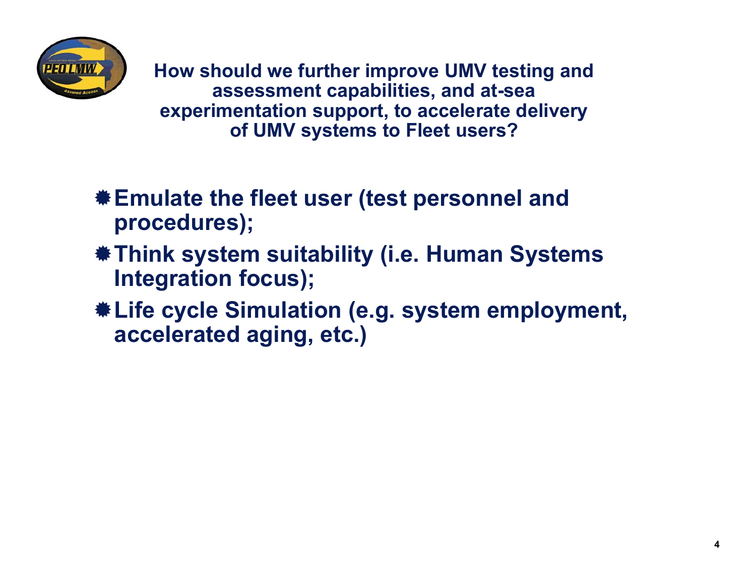## How should we further improve UMV testing and assessment capabilities, and at-sea experimentation support, to accelerate delivery of UMV systems to Fleet users?

- **Emulate the fleet user (test personnel and procedures);**
- **Think system suitability (i.e. Human Systems Integration focus);**
- **Life cycle Simulation (e.g. system employment, accelerated aging, etc.)**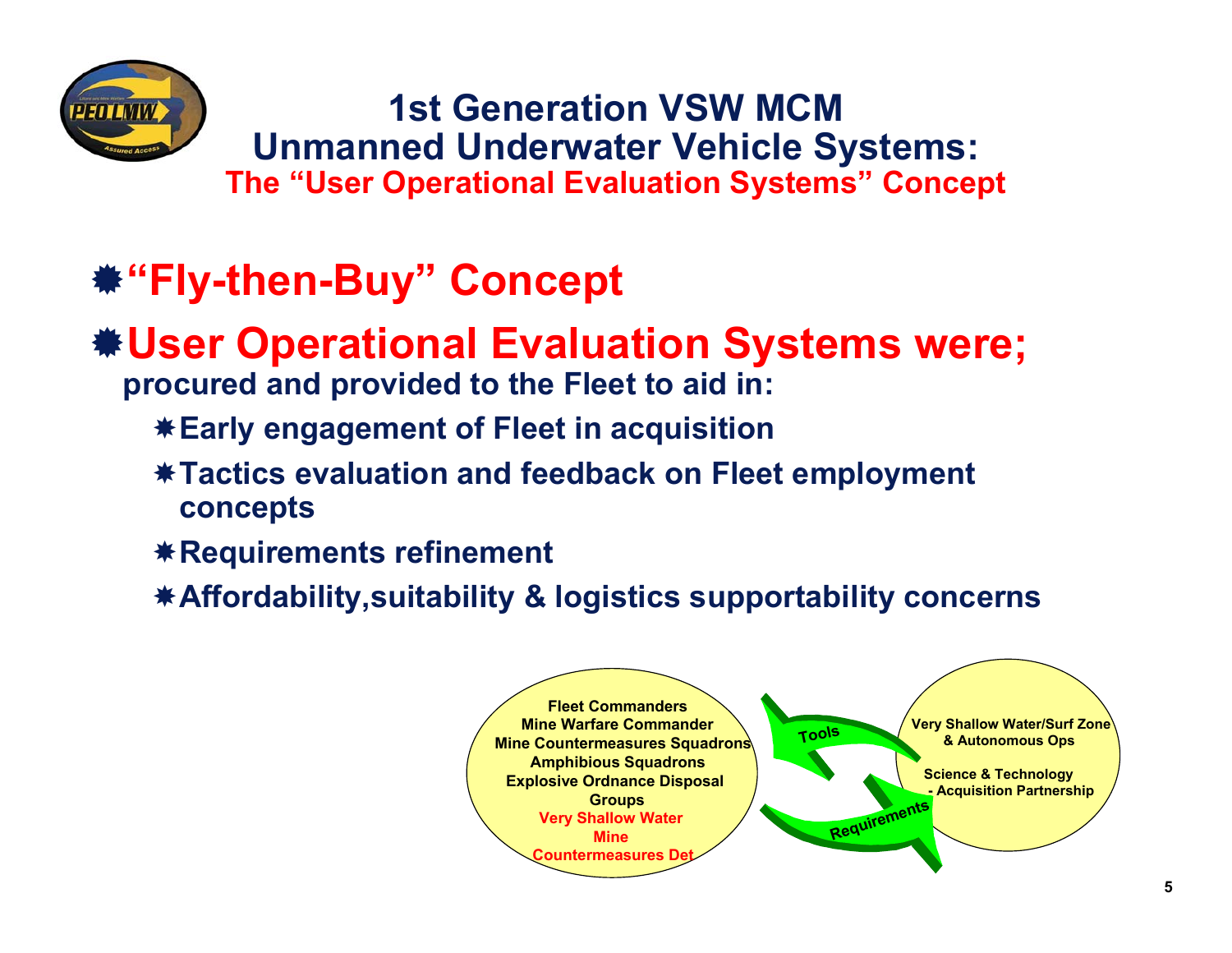# 1st Generation VSW MCM Unmanned Underwater Vehicle Systems:

## The "User Operational Evaluation Systems" Concept

- **"Fly-then-Buy" Concept**
- **User Operational Evaluation Systems were;** procured and provided to the Fleet to aid in:
  - Early engagement of Fleet in acquisition
  - Tactics evaluation and feedback on Fleet employment concepts
  - Requirements refinement
  - Affordability,suitability & logistics supportability concerns

Fleet Commanders
Mine Warfare Commander
Mine Countermeasures Squadrons
Amphibious Squadrons
Explosive Ordnance Disposal Groups
Very Shallow Water Mine Countermeasures Det

Tools

Requirements

Very Shallow Water/Surf Zone & Autonomous Ops

Science & Technology - Acquisition Partnership